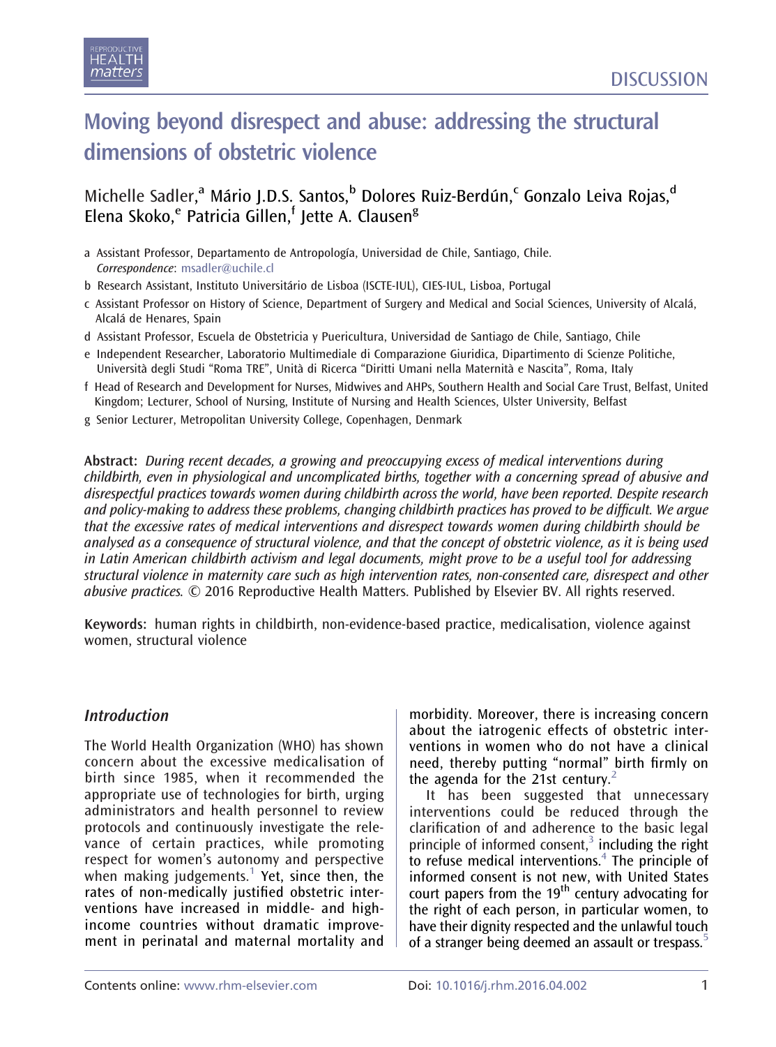DISCUSSION

# Moving beyond disrespect and abuse: addressing the structural dimensions of obstetric violence

Michelle Sadler,[a] Mário J.D.S. Santos,[b] Dolores Ruiz-Berdún,[c] Gonzalo Leiva Rojas,[d] Elena Skoko,[e] Patricia Gillen,[f] Jette A. Clausen[g]

a Assistant Professor, Departamento de Antropología, Universidad de Chile, Santiago, Chile. *Correspondence*: msadler@uchile.cl

b Research Assistant, Instituto Universitário de Lisboa (ISCTE-IUL), CIES-IUL, Lisboa, Portugal

c Assistant Professor on History of Science, Department of Surgery and Medical and Social Sciences, University of Alcalá, Alcalá de Henares, Spain

d Assistant Professor, Escuela de Obstetricia y Puericultura, Universidad de Santiago de Chile, Santiago, Chile

e Independent Researcher, Laboratorio Multimediale di Comparazione Giuridica, Dipartimento di Scienze Politiche, Università degli Studi "Roma TRE", Unità di Ricerca "Diritti Umani nella Maternità e Nascita", Roma, Italy

f Head of Research and Development for Nurses, Midwives and AHPs, Southern Health and Social Care Trust, Belfast, United Kingdom; Lecturer, School of Nursing, Institute of Nursing and Health Sciences, Ulster University, Belfast

g Senior Lecturer, Metropolitan University College, Copenhagen, Denmark

**Abstract:** *During recent decades, a growing and preoccupying excess of medical interventions during childbirth, even in physiological and uncomplicated births, together with a concerning spread of abusive and disrespectful practices towards women during childbirth across the world, have been reported. Despite research and policy-making to address these problems, changing childbirth practices has proved to be difficult. We argue that the excessive rates of medical interventions and disrespect towards women during childbirth should be analysed as a consequence of structural violence, and that the concept of obstetric violence, as it is being used in Latin American childbirth activism and legal documents, might prove to be a useful tool for addressing structural violence in maternity care such as high intervention rates, non-consented care, disrespect and other abusive practices.* © 2016 Reproductive Health Matters. Published by Elsevier BV. All rights reserved.

**Keywords:** human rights in childbirth, non-evidence-based practice, medicalisation, violence against women, structural violence

## *Introduction*

The World Health Organization (WHO) has shown concern about the excessive medicalisation of birth since 1985, when it recommended the appropriate use of technologies for birth, urging administrators and health personnel to review protocols and continuously investigate the relevance of certain practices, while promoting respect for women's autonomy and perspective when making judgements.[1] Yet, since then, the rates of non-medically justified obstetric interventions have increased in middle- and high-income countries without dramatic improvement in perinatal and maternal mortality and morbidity. Moreover, there is increasing concern about the iatrogenic effects of obstetric interventions in women who do not have a clinical need, thereby putting "normal" birth firmly on the agenda for the 21st century.[2]

It has been suggested that unnecessary interventions could be reduced through the clarification of and adherence to the basic legal principle of informed consent,[3] including the right to refuse medical interventions.[4] The principle of informed consent is not new, with United States court papers from the 19th century advocating for the right of each person, in particular women, to have their dignity respected and the unlawful touch of a stranger being deemed an assault or trespass.[5]

Contents online: www.rhm-elsevier.com

Doi: 10.1016/j.rhm.2016.04.002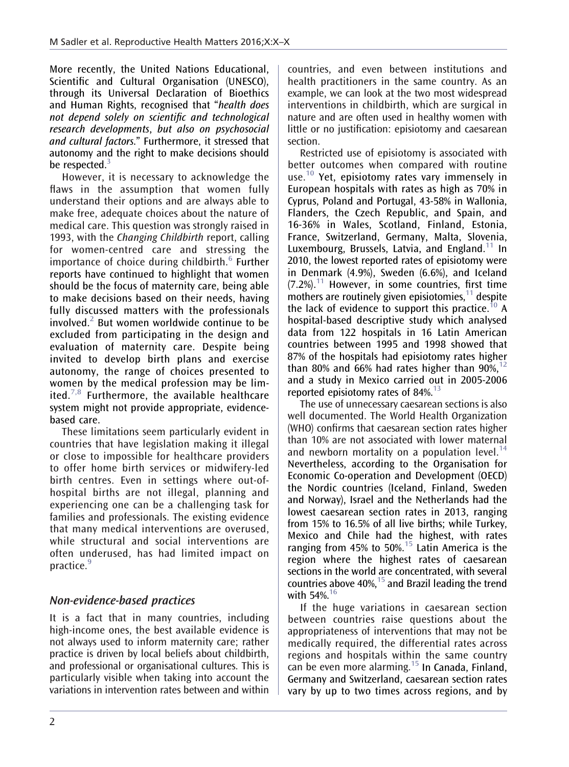More recently, the United Nations Educational, Scientific and Cultural Organisation (UNESCO), through its Universal Declaration of Bioethics and Human Rights, recognised that "*health does not depend solely on scientific and technological research developments, but also on psychosocial and cultural factors*." Furthermore, it stressed that autonomy and the right to make decisions should be respected.[3]

However, it is necessary to acknowledge the flaws in the assumption that women fully understand their options and are always able to make free, adequate choices about the nature of medical care. This question was strongly raised in 1993, with the *Changing Childbirth* report, calling for women-centred care and stressing the importance of choice during childbirth.[6] Further reports have continued to highlight that women should be the focus of maternity care, being able to make decisions based on their needs, having fully discussed matters with the professionals involved.[2] But women worldwide continue to be excluded from participating in the design and evaluation of maternity care. Despite being invited to develop birth plans and exercise autonomy, the range of choices presented to women by the medical profession may be limited.[7,8] Furthermore, the available healthcare system might not provide appropriate, evidence-based care.

These limitations seem particularly evident in countries that have legislation making it illegal or close to impossible for healthcare providers to offer home birth services or midwifery-led birth centres. Even in settings where out-of-hospital births are not illegal, planning and experiencing one can be a challenging task for families and professionals. The existing evidence that many medical interventions are overused, while structural and social interventions are often underused, has had limited impact on practice.[9]

## *Non-evidence-based practices*

It is a fact that in many countries, including high-income ones, the best available evidence is not always used to inform maternity care; rather practice is driven by local beliefs about childbirth, and professional or organisational cultures. This is particularly visible when taking into account the variations in intervention rates between and within countries, and even between institutions and health practitioners in the same country. As an example, we can look at the two most widespread interventions in childbirth, which are surgical in nature and are often used in healthy women with little or no justification: episiotomy and caesarean section.

Restricted use of episiotomy is associated with better outcomes when compared with routine use.[10] Yet, episiotomy rates vary immensely in European hospitals with rates as high as 70% in Cyprus, Poland and Portugal, 43-58% in Wallonia, Flanders, the Czech Republic, and Spain, and 16-36% in Wales, Scotland, Finland, Estonia, France, Switzerland, Germany, Malta, Slovenia, Luxembourg, Brussels, Latvia, and England.[11] In 2010, the lowest reported rates of episiotomy were in Denmark (4.9%), Sweden (6.6%), and Iceland (7.2%).[11] However, in some countries, first time mothers are routinely given episiotomies,[11] despite the lack of evidence to support this practice.[10] A hospital-based descriptive study which analysed data from 122 hospitals in 16 Latin American countries between 1995 and 1998 showed that 87% of the hospitals had episiotomy rates higher than 80% and 66% had rates higher than 90%,[12] and a study in Mexico carried out in 2005-2006 reported episiotomy rates of 84%.[13]

The use of unnecessary caesarean sections is also well documented. The World Health Organization (WHO) confirms that caesarean section rates higher than 10% are not associated with lower maternal and newborn mortality on a population level.[14] Nevertheless, according to the Organisation for Economic Co-operation and Development (OECD) the Nordic countries (Iceland, Finland, Sweden and Norway), Israel and the Netherlands had the lowest caesarean section rates in 2013, ranging from 15% to 16.5% of all live births; while Turkey, Mexico and Chile had the highest, with rates ranging from 45% to 50%.[15] Latin America is the region where the highest rates of caesarean sections in the world are concentrated, with several countries above 40%,[15] and Brazil leading the trend with 54%.[16]

If the huge variations in caesarean section between countries raise questions about the appropriateness of interventions that may not be medically required, the differential rates across regions and hospitals within the same country can be even more alarming.[15] In Canada, Finland, Germany and Switzerland, caesarean section rates vary by up to two times across regions, and by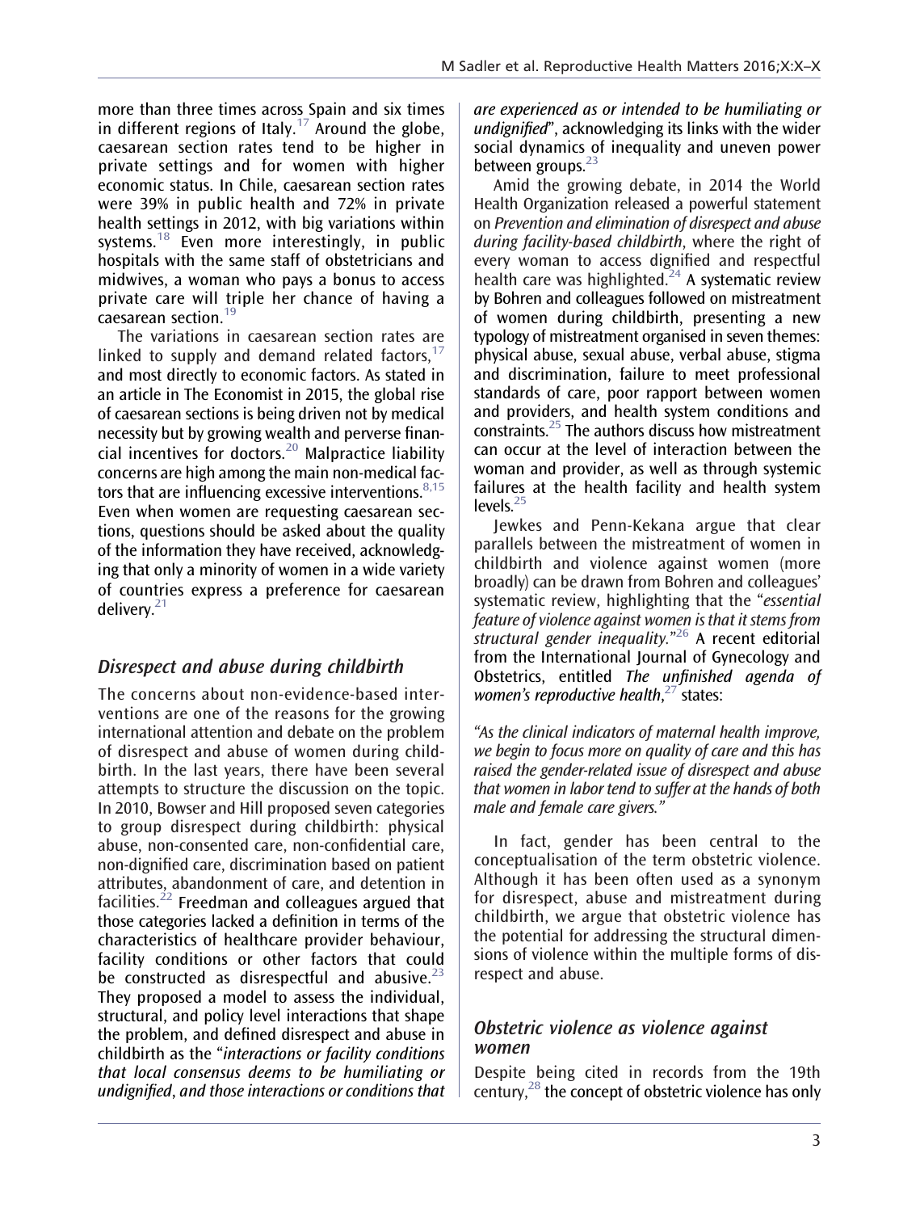more than three times across Spain and six times in different regions of Italy.[17] Around the globe, caesarean section rates tend to be higher in private settings and for women with higher economic status. In Chile, caesarean section rates were 39% in public health and 72% in private health settings in 2012, with big variations within systems.[18] Even more interestingly, in public hospitals with the same staff of obstetricians and midwives, a woman who pays a bonus to access private care will triple her chance of having a caesarean section.[19]

The variations in caesarean section rates are linked to supply and demand related factors,[17] and most directly to economic factors. As stated in an article in The Economist in 2015, the global rise of caesarean sections is being driven not by medical necessity but by growing wealth and perverse financial incentives for doctors.[20] Malpractice liability concerns are high among the main non-medical factors that are influencing excessive interventions.[8,15] Even when women are requesting caesarean sections, questions should be asked about the quality of the information they have received, acknowledging that only a minority of women in a wide variety of countries express a preference for caesarean delivery.[21]

## Disrespect and abuse during childbirth

The concerns about non-evidence-based interventions are one of the reasons for the growing international attention and debate on the problem of disrespect and abuse of women during childbirth. In the last years, there have been several attempts to structure the discussion on the topic. In 2010, Bowser and Hill proposed seven categories to group disrespect during childbirth: physical abuse, non-consented care, non-confidential care, non-dignified care, discrimination based on patient attributes, abandonment of care, and detention in facilities.[22] Freedman and colleagues argued that those categories lacked a definition in terms of the characteristics of healthcare provider behaviour, facility conditions or other factors that could be constructed as disrespectful and abusive.[23] They proposed a model to assess the individual, structural, and policy level interactions that shape the problem, and defined disrespect and abuse in childbirth as the "*interactions or facility conditions that local consensus deems to be humiliating or undignified*, *and those interactions or conditions that are experienced as or intended to be humiliating or undignified*", acknowledging its links with the wider social dynamics of inequality and uneven power between groups.[23]

Amid the growing debate, in 2014 the World Health Organization released a powerful statement on *Prevention and elimination of disrespect and abuse during facility-based childbirth*, where the right of every woman to access dignified and respectful health care was highlighted.[24] A systematic review by Bohren and colleagues followed on mistreatment of women during childbirth, presenting a new typology of mistreatment organised in seven themes: physical abuse, sexual abuse, verbal abuse, stigma and discrimination, failure to meet professional standards of care, poor rapport between women and providers, and health system conditions and constraints.[25] The authors discuss how mistreatment can occur at the level of interaction between the woman and provider, as well as through systemic failures at the health facility and health system levels.[25]

Jewkes and Penn-Kekana argue that clear parallels between the mistreatment of women in childbirth and violence against women (more broadly) can be drawn from Bohren and colleagues' systematic review, highlighting that the "*essential feature of violence against women is that it stems from structural gender inequality.*"[26] A recent editorial from the International Journal of Gynecology and Obstetrics, entitled *The unfinished agenda of women's reproductive health*,[27] states:

> *"As the clinical indicators of maternal health improve, we begin to focus more on quality of care and this has raised the gender-related issue of disrespect and abuse that women in labor tend to suffer at the hands of both male and female care givers."*

In fact, gender has been central to the conceptualisation of the term obstetric violence. Although it has been often used as a synonym for disrespect, abuse and mistreatment during childbirth, we argue that obstetric violence has the potential for addressing the structural dimensions of violence within the multiple forms of disrespect and abuse.

## Obstetric violence as violence against women

Despite being cited in records from the 19th century,[28] the concept of obstetric violence has only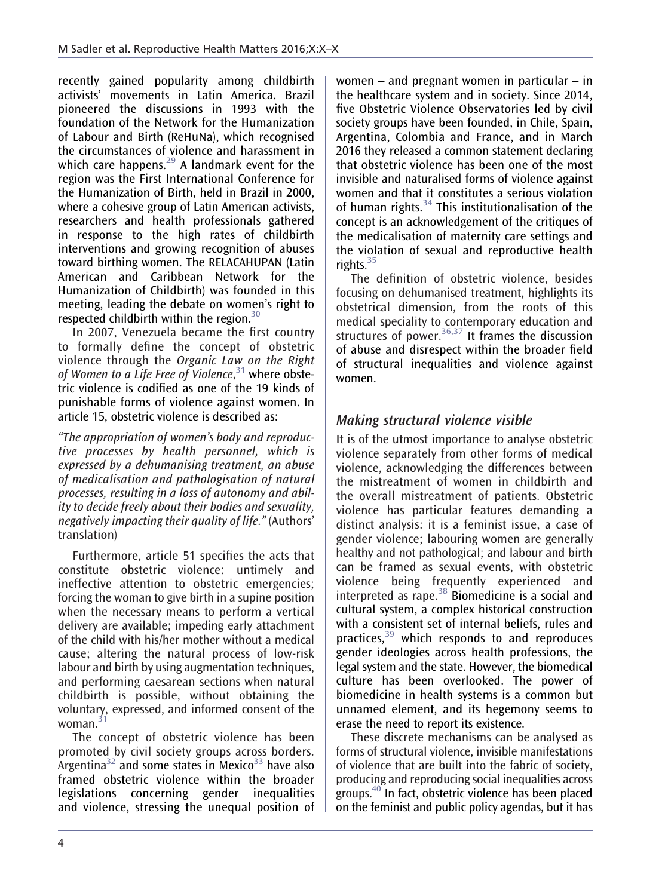recently gained popularity among childbirth activists' movements in Latin America. Brazil pioneered the discussions in 1993 with the foundation of the Network for the Humanization of Labour and Birth (ReHuNa), which recognised the circumstances of violence and harassment in which care happens.[29] A landmark event for the region was the First International Conference for the Humanization of Birth, held in Brazil in 2000, where a cohesive group of Latin American activists, researchers and health professionals gathered in response to the high rates of childbirth interventions and growing recognition of abuses toward birthing women. The RELACAHUPAN (Latin American and Caribbean Network for the Humanization of Childbirth) was founded in this meeting, leading the debate on women's right to respected childbirth within the region.[30]

In 2007, Venezuela became the first country to formally define the concept of obstetric violence through the *Organic Law on the Right of Women to a Life Free of Violence*,[31] where obstetric violence is codified as one of the 19 kinds of punishable forms of violence against women. In article 15, obstetric violence is described as:

*"The appropriation of women's body and reproductive processes by health personnel, which is expressed by a dehumanising treatment, an abuse of medicalisation and pathologisation of natural processes, resulting in a loss of autonomy and ability to decide freely about their bodies and sexuality, negatively impacting their quality of life."* (Authors' translation)

Furthermore, article 51 specifies the acts that constitute obstetric violence: untimely and ineffective attention to obstetric emergencies; forcing the woman to give birth in a supine position when the necessary means to perform a vertical delivery are available; impeding early attachment of the child with his/her mother without a medical cause; altering the natural process of low-risk labour and birth by using augmentation techniques, and performing caesarean sections when natural childbirth is possible, without obtaining the voluntary, expressed, and informed consent of the woman.[31]

The concept of obstetric violence has been promoted by civil society groups across borders. Argentina[32] and some states in Mexico[33] have also framed obstetric violence within the broader legislations concerning gender inequalities and violence, stressing the unequal position of women – and pregnant women in particular – in the healthcare system and in society. Since 2014, five Obstetric Violence Observatories led by civil society groups have been founded, in Chile, Spain, Argentina, Colombia and France, and in March 2016 they released a common statement declaring that obstetric violence has been one of the most invisible and naturalised forms of violence against women and that it constitutes a serious violation of human rights.[34] This institutionalisation of the concept is an acknowledgement of the critiques of the medicalisation of maternity care settings and the violation of sexual and reproductive health rights.[35]

The definition of obstetric violence, besides focusing on dehumanised treatment, highlights its obstetrical dimension, from the roots of this medical speciality to contemporary education and structures of power.[36,37] It frames the discussion of abuse and disrespect within the broader field of structural inequalities and violence against women.

## *Making structural violence visible*

It is of the utmost importance to analyse obstetric violence separately from other forms of medical violence, acknowledging the differences between the mistreatment of women in childbirth and the overall mistreatment of patients. Obstetric violence has particular features demanding a distinct analysis: it is a feminist issue, a case of gender violence; labouring women are generally healthy and not pathological; and labour and birth can be framed as sexual events, with obstetric violence being frequently experienced and interpreted as rape.[38] Biomedicine is a social and cultural system, a complex historical construction with a consistent set of internal beliefs, rules and practices,[39] which responds to and reproduces gender ideologies across health professions, the legal system and the state. However, the biomedical culture has been overlooked. The power of biomedicine in health systems is a common but unnamed element, and its hegemony seems to erase the need to report its existence.

These discrete mechanisms can be analysed as forms of structural violence, invisible manifestations of violence that are built into the fabric of society, producing and reproducing social inequalities across groups.[40] In fact, obstetric violence has been placed on the feminist and public policy agendas, but it has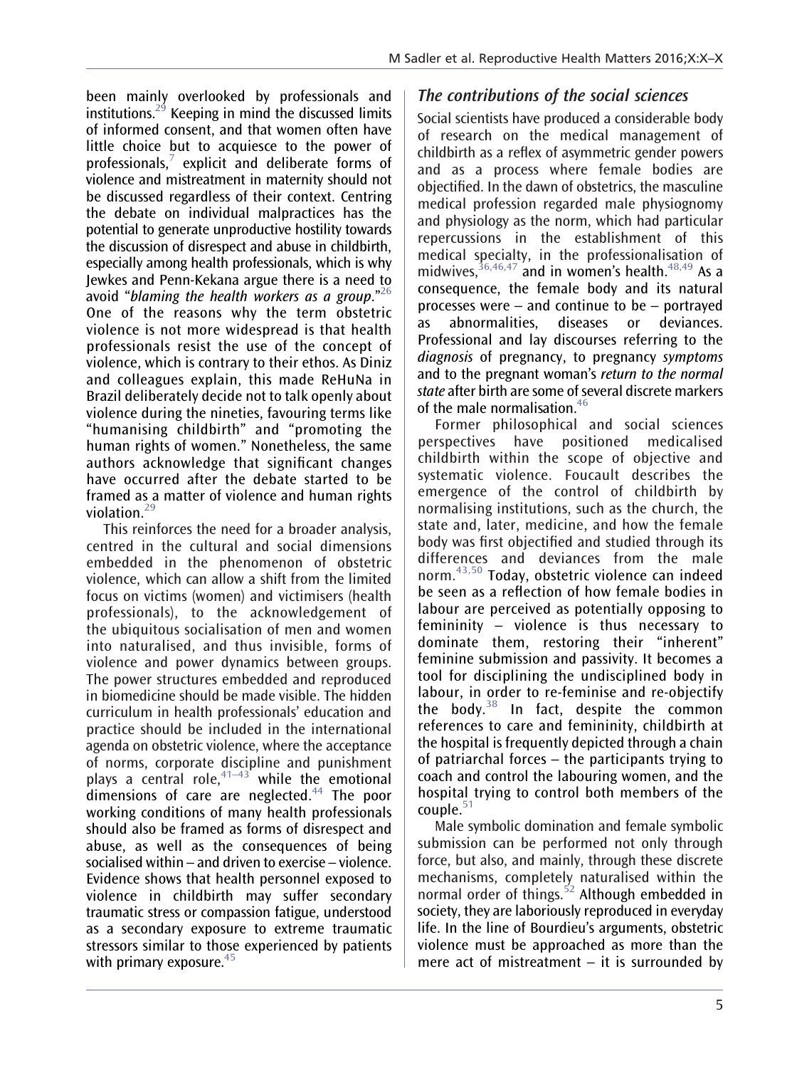been mainly overlooked by professionals and institutions.[29] Keeping in mind the discussed limits of informed consent, and that women often have little choice but to acquiesce to the power of professionals,[7] explicit and deliberate forms of violence and mistreatment in maternity should not be discussed regardless of their context. Centring the debate on individual malpractices has the potential to generate unproductive hostility towards the discussion of disrespect and abuse in childbirth, especially among health professionals, which is why Jewkes and Penn-Kekana argue there is a need to avoid "*blaming the health workers as a group*."[26] One of the reasons why the term obstetric violence is not more widespread is that health professionals resist the use of the concept of violence, which is contrary to their ethos. As Diniz and colleagues explain, this made ReHuNa in Brazil deliberately decide not to talk openly about violence during the nineties, favouring terms like "humanising childbirth" and "promoting the human rights of women." Nonetheless, the same authors acknowledge that significant changes have occurred after the debate started to be framed as a matter of violence and human rights violation.[29]

This reinforces the need for a broader analysis, centred in the cultural and social dimensions embedded in the phenomenon of obstetric violence, which can allow a shift from the limited focus on victims (women) and victimisers (health professionals), to the acknowledgement of the ubiquitous socialisation of men and women into naturalised, and thus invisible, forms of violence and power dynamics between groups. The power structures embedded and reproduced in biomedicine should be made visible. The hidden curriculum in health professionals' education and practice should be included in the international agenda on obstetric violence, where the acceptance of norms, corporate discipline and punishment plays a central role,[41–43] while the emotional dimensions of care are neglected.[44] The poor working conditions of many health professionals should also be framed as forms of disrespect and abuse, as well as the consequences of being socialised within – and driven to exercise – violence. Evidence shows that health personnel exposed to violence in childbirth may suffer secondary traumatic stress or compassion fatigue, understood as a secondary exposure to extreme traumatic stressors similar to those experienced by patients with primary exposure.[45]

## The contributions of the social sciences

Social scientists have produced a considerable body of research on the medical management of childbirth as a reflex of asymmetric gender powers and as a process where female bodies are objectified. In the dawn of obstetrics, the masculine medical profession regarded male physiognomy and physiology as the norm, which had particular repercussions in the establishment of this medical specialty, in the professionalisation of midwives,[36,46,47] and in women's health.[48,49] As a consequence, the female body and its natural processes were – and continue to be – portrayed as abnormalities, diseases or deviances. Professional and lay discourses referring to the *diagnosis* of pregnancy, to pregnancy *symptoms* and to the pregnant woman's *return to the normal state* after birth are some of several discrete markers of the male normalisation.[46]

Former philosophical and social sciences perspectives have positioned medicalised childbirth within the scope of objective and systematic violence. Foucault describes the emergence of the control of childbirth by normalising institutions, such as the church, the state and, later, medicine, and how the female body was first objectified and studied through its differences and deviances from the male norm.[43,50] Today, obstetric violence can indeed be seen as a reflection of how female bodies in labour are perceived as potentially opposing to femininity – violence is thus necessary to dominate them, restoring their "inherent" feminine submission and passivity. It becomes a tool for disciplining the undisciplined body in labour, in order to re-feminise and re-objectify the body.[38] In fact, despite the common references to care and femininity, childbirth at the hospital is frequently depicted through a chain of patriarchal forces – the participants trying to coach and control the labouring women, and the hospital trying to control both members of the couple.[51]

Male symbolic domination and female symbolic submission can be performed not only through force, but also, and mainly, through these discrete mechanisms, completely naturalised within the normal order of things.[52] Although embedded in society, they are laboriously reproduced in everyday life. In the line of Bourdieu's arguments, obstetric violence must be approached as more than the mere act of mistreatment – it is surrounded by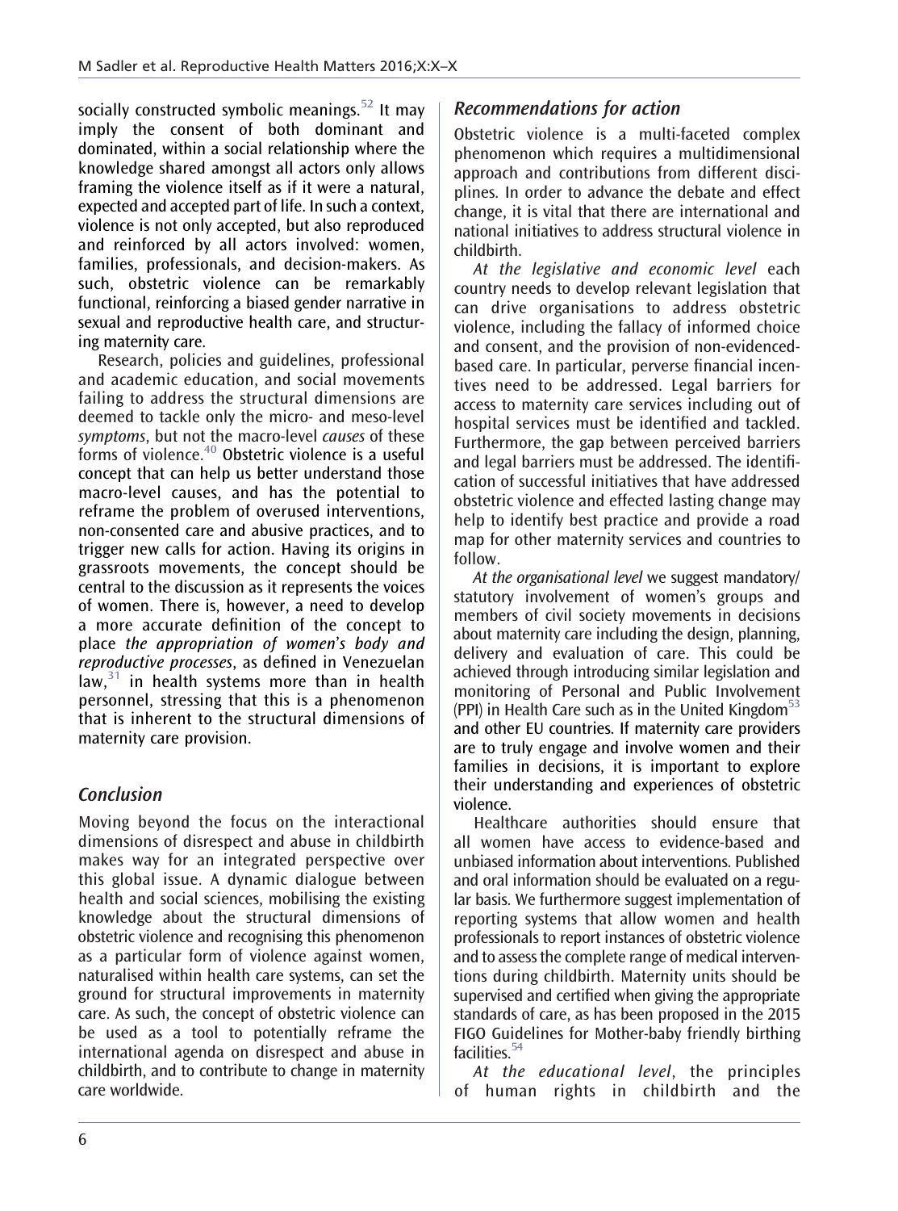socially constructed symbolic meanings.[52] It may imply the consent of both dominant and dominated, within a social relationship where the knowledge shared amongst all actors only allows framing the violence itself as if it were a natural, expected and accepted part of life. In such a context, violence is not only accepted, but also reproduced and reinforced by all actors involved: women, families, professionals, and decision-makers. As such, obstetric violence can be remarkably functional, reinforcing a biased gender narrative in sexual and reproductive health care, and structuring maternity care.

Research, policies and guidelines, professional and academic education, and social movements failing to address the structural dimensions are deemed to tackle only the micro- and meso-level *symptoms*, but not the macro-level *causes* of these forms of violence.[40] Obstetric violence is a useful concept that can help us better understand those macro-level causes, and has the potential to reframe the problem of overused interventions, non-consented care and abusive practices, and to trigger new calls for action. Having its origins in grassroots movements, the concept should be central to the discussion as it represents the voices of women. There is, however, a need to develop a more accurate definition of the concept to place *the appropriation of women's body and reproductive processes*, as defined in Venezuelan law,[31] in health systems more than in health personnel, stressing that this is a phenomenon that is inherent to the structural dimensions of maternity care provision.

## Conclusion

Moving beyond the focus on the interactional dimensions of disrespect and abuse in childbirth makes way for an integrated perspective over this global issue. A dynamic dialogue between health and social sciences, mobilising the existing knowledge about the structural dimensions of obstetric violence and recognising this phenomenon as a particular form of violence against women, naturalised within health care systems, can set the ground for structural improvements in maternity care. As such, the concept of obstetric violence can be used as a tool to potentially reframe the international agenda on disrespect and abuse in childbirth, and to contribute to change in maternity care worldwide.

## Recommendations for action

Obstetric violence is a multi-faceted complex phenomenon which requires a multidimensional approach and contributions from different disciplines. In order to advance the debate and effect change, it is vital that there are international and national initiatives to address structural violence in childbirth.

*At the legislative and economic level* each country needs to develop relevant legislation that can drive organisations to address obstetric violence, including the fallacy of informed choice and consent, and the provision of non-evidenced-based care. In particular, perverse financial incentives need to be addressed. Legal barriers for access to maternity care services including out of hospital services must be identified and tackled. Furthermore, the gap between perceived barriers and legal barriers must be addressed. The identification of successful initiatives that have addressed obstetric violence and effected lasting change may help to identify best practice and provide a road map for other maternity services and countries to follow.

*At the organisational level* we suggest mandatory/statutory involvement of women's groups and members of civil society movements in decisions about maternity care including the design, planning, delivery and evaluation of care. This could be achieved through introducing similar legislation and monitoring of Personal and Public Involvement (PPI) in Health Care such as in the United Kingdom[53] and other EU countries. If maternity care providers are to truly engage and involve women and their families in decisions, it is important to explore their understanding and experiences of obstetric violence.

Healthcare authorities should ensure that all women have access to evidence-based and unbiased information about interventions. Published and oral information should be evaluated on a regular basis. We furthermore suggest implementation of reporting systems that allow women and health professionals to report instances of obstetric violence and to assess the complete range of medical interventions during childbirth. Maternity units should be supervised and certified when giving the appropriate standards of care, as has been proposed in the 2015 FIGO Guidelines for Mother-baby friendly birthing facilities.[54]

*At the educational level*, the principles of human rights in childbirth and the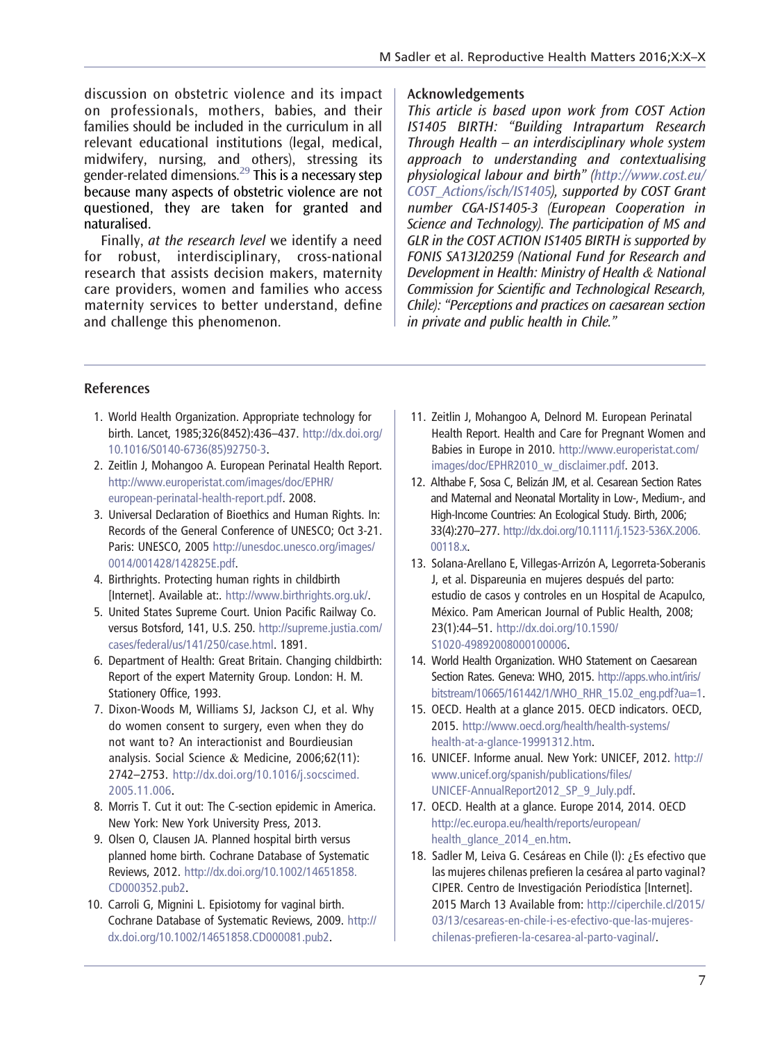discussion on obstetric violence and its impact on professionals, mothers, babies, and their families should be included in the curriculum in all relevant educational institutions (legal, medical, midwifery, nursing, and others), stressing its gender-related dimensions.[29] This is a necessary step because many aspects of obstetric violence are not questioned, they are taken for granted and naturalised.

Finally, *at the research level* we identify a need for robust, interdisciplinary, cross-national research that assists decision makers, maternity care providers, women and families who access maternity services to better understand, define and challenge this phenomenon.

## Acknowledgements

*This article is based upon work from COST Action IS1405 BIRTH: "Building Intrapartum Research Through Health – an interdisciplinary whole system approach to understanding and contextualising physiological labour and birth" (http://www.cost.eu/COST_Actions/isch/IS1405), supported by COST Grant number CGA-IS1405-3 (European Cooperation in Science and Technology). The participation of MS and GLR in the COST ACTION IS1405 BIRTH is supported by FONIS SA13I20259 (National Fund for Research and Development in Health: Ministry of Health & National Commission for Scientific and Technological Research, Chile): "Perceptions and practices on caesarean section in private and public health in Chile."*

## References

1. World Health Organization. Appropriate technology for birth. Lancet, 1985;326(8452):436–437. http://dx.doi.org/10.1016/S0140-6736(85)92750-3.
2. Zeitlin J, Mohangoo A. European Perinatal Health Report. http://www.europeristat.com/images/doc/EPHR/european-perinatal-health-report.pdf. 2008.
3. Universal Declaration of Bioethics and Human Rights. In: Records of the General Conference of UNESCO; Oct 3-21. Paris: UNESCO, 2005 http://unesdoc.unesco.org/images/0014/001428/142825E.pdf.
4. Birthrights. Protecting human rights in childbirth [Internet]. Available at:. http://www.birthrights.org.uk/.
5. United States Supreme Court. Union Pacific Railway Co. versus Botsford, 141, U.S. 250. http://supreme.justia.com/cases/federal/us/141/250/case.html. 1891.
6. Department of Health: Great Britain. Changing childbirth: Report of the expert Maternity Group. London: H. M. Stationery Office, 1993.
7. Dixon-Woods M, Williams SJ, Jackson CJ, et al. Why do women consent to surgery, even when they do not want to? An interactionist and Bourdieusian analysis. Social Science & Medicine, 2006;62(11): 2742–2753. http://dx.doi.org/10.1016/j.socscimed.2005.11.006.
8. Morris T. Cut it out: The C-section epidemic in America. New York: New York University Press, 2013.
9. Olsen O, Clausen JA. Planned hospital birth versus planned home birth. Cochrane Database of Systematic Reviews, 2012. http://dx.doi.org/10.1002/14651858.CD000352.pub2.
10. Carroli G, Mignini L. Episiotomy for vaginal birth. Cochrane Database of Systematic Reviews, 2009. http://dx.doi.org/10.1002/14651858.CD000081.pub2.
11. Zeitlin J, Mohangoo A, Delnord M. European Perinatal Health Report. Health and Care for Pregnant Women and Babies in Europe in 2010. http://www.europeristat.com/images/doc/EPHR2010_w_disclaimer.pdf. 2013.
12. Althabe F, Sosa C, Belizán JM, et al. Cesarean Section Rates and Maternal and Neonatal Mortality in Low-, Medium-, and High-Income Countries: An Ecological Study. Birth, 2006; 33(4):270–277. http://dx.doi.org/10.1111/j.1523-536X.2006.00118.x.
13. Solana-Arellano E, Villegas-Arrizón A, Legorreta-Soberanis J, et al. Dispareunia en mujeres después del parto: estudio de casos y controles en un Hospital de Acapulco, México. Pam American Journal of Public Health, 2008; 23(1):44–51. http://dx.doi.org/10.1590/S1020-49892008000100006.
14. World Health Organization. WHO Statement on Caesarean Section Rates. Geneva: WHO, 2015. http://apps.who.int/iris/bitstream/10665/161442/1/WHO_RHR_15.02_eng.pdf?ua=1.
15. OECD. Health at a glance 2015. OECD indicators. OECD, 2015. http://www.oecd.org/health/health-systems/health-at-a-glance-19991312.htm.
16. UNICEF. Informe anual. New York: UNICEF, 2012. http://www.unicef.org/spanish/publications/files/UNICEF-AnnualReport2012_SP_9_July.pdf.
17. OECD. Health at a glance. Europe 2014, 2014. OECD http://ec.europa.eu/health/reports/european/health_glance_2014_en.htm.
18. Sadler M, Leiva G. Cesáreas en Chile (I): ¿Es efectivo que las mujeres chilenas prefieren la cesárea al parto vaginal? CIPER. Centro de Investigación Periodística [Internet]. 2015 March 13 Available from: http://ciperchile.cl/2015/03/13/cesareas-en-chile-i-es-efectivo-que-las-mujeres-chilenas-prefieren-la-cesarea-al-parto-vaginal/.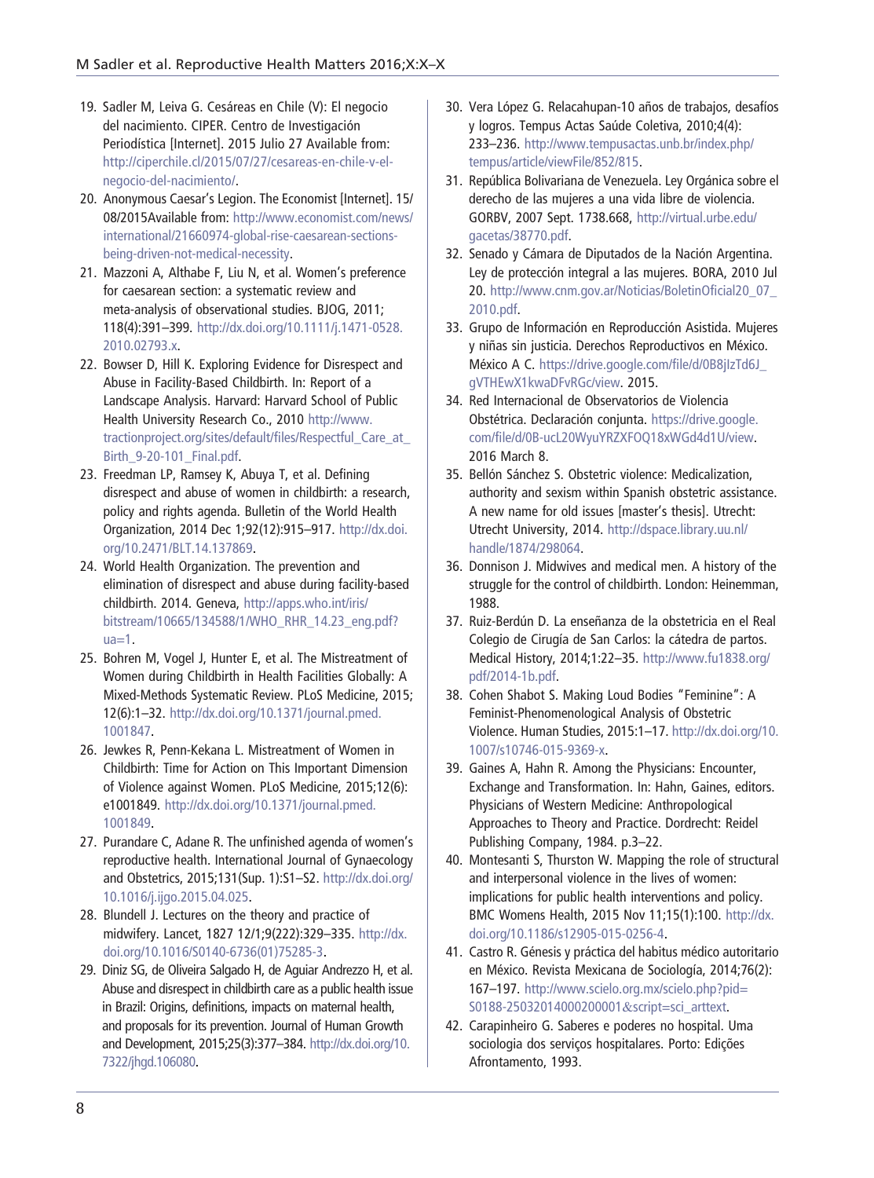19. Sadler M, Leiva G. Cesáreas en Chile (V): El negocio del nacimiento. CIPER. Centro de Investigación Periodística [Internet]. 2015 Julio 27 Available from: http://ciperchile.cl/2015/07/27/cesareas-en-chile-v-el-negocio-del-nacimiento/.
20. Anonymous Caesar's Legion. The Economist [Internet]. 15/08/2015Available from: http://www.economist.com/news/international/21660974-global-rise-caesarean-sections-being-driven-not-medical-necessity.
21. Mazzoni A, Althabe F, Liu N, et al. Women's preference for caesarean section: a systematic review and meta-analysis of observational studies. BJOG, 2011; 118(4):391–399. http://dx.doi.org/10.1111/j.1471-0528.2010.02793.x.
22. Bowser D, Hill K. Exploring Evidence for Disrespect and Abuse in Facility-Based Childbirth. In: Report of a Landscape Analysis. Harvard: Harvard School of Public Health University Research Co., 2010 http://www.tractionproject.org/sites/default/files/Respectful_Care_at_Birth_9-20-101_Final.pdf.
23. Freedman LP, Ramsey K, Abuya T, et al. Defining disrespect and abuse of women in childbirth: a research, policy and rights agenda. Bulletin of the World Health Organization, 2014 Dec 1;92(12):915–917. http://dx.doi.org/10.2471/BLT.14.137869.
24. World Health Organization. The prevention and elimination of disrespect and abuse during facility-based childbirth. 2014. Geneva, http://apps.who.int/iris/bitstream/10665/134588/1/WHO_RHR_14.23_eng.pdf?ua=1.
25. Bohren M, Vogel J, Hunter E, et al. The Mistreatment of Women during Childbirth in Health Facilities Globally: A Mixed-Methods Systematic Review. PLoS Medicine, 2015; 12(6):1–32. http://dx.doi.org/10.1371/journal.pmed.1001847.
26. Jewkes R, Penn-Kekana L. Mistreatment of Women in Childbirth: Time for Action on This Important Dimension of Violence against Women. PLoS Medicine, 2015;12(6): e1001849. http://dx.doi.org/10.1371/journal.pmed.1001849.
27. Purandare C, Adane R. The unfinished agenda of women's reproductive health. International Journal of Gynaecology and Obstetrics, 2015;131(Sup. 1):S1–S2. http://dx.doi.org/10.1016/j.ijgo.2015.04.025.
28. Blundell J. Lectures on the theory and practice of midwifery. Lancet, 1827 12/1;9(222):329–335. http://dx.doi.org/10.1016/S0140-6736(01)75285-3.
29. Diniz SG, de Oliveira Salgado H, de Aguiar Andrezzo H, et al. Abuse and disrespect in childbirth care as a public health issue in Brazil: Origins, definitions, impacts on maternal health, and proposals for its prevention. Journal of Human Growth and Development, 2015;25(3):377–384. http://dx.doi.org/10.7322/jhgd.106080.
30. Vera López G. Relacahupan-10 años de trabajos, desafíos y logros. Tempus Actas Saúde Coletiva, 2010;4(4): 233–236. http://www.tempusactas.unb.br/index.php/tempus/article/viewFile/852/815.
31. República Bolivariana de Venezuela. Ley Orgánica sobre el derecho de las mujeres a una vida libre de violencia. GORBV, 2007 Sept. 1738.668, http://virtual.urbe.edu/gacetas/38770.pdf.
32. Senado y Cámara de Diputados de la Nación Argentina. Ley de protección integral a las mujeres. BORA, 2010 Jul 20. http://www.cnm.gov.ar/Noticias/BoletinOficial20_07_2010.pdf.
33. Grupo de Información en Reproducción Asistida. Mujeres y niñas sin justicia. Derechos Reproductivos en México. México A C. https://drive.google.com/file/d/0B8jIzTd6J_gVTHEwX1kwaDFvRGc/view. 2015.
34. Red Internacional de Observatorios de Violencia Obstétrica. Declaración conjunta. https://drive.google.com/file/d/0B-ucL20WyuYRZXFOQ18xWGd4d1U/view. 2016 March 8.
35. Bellón Sánchez S. Obstetric violence: Medicalization, authority and sexism within Spanish obstetric assistance. A new name for old issues [master's thesis]. Utrecht: Utrecht University, 2014. http://dspace.library.uu.nl/handle/1874/298064.
36. Donnison J. Midwives and medical men. A history of the struggle for the control of childbirth. London: Heinemman, 1988.
37. Ruiz-Berdún D. La enseñanza de la obstetricia en el Real Colegio de Cirugía de San Carlos: la cátedra de partos. Medical History, 2014;1:22–35. http://www.fu1838.org/pdf/2014-1b.pdf.
38. Cohen Shabot S. Making Loud Bodies "Feminine": A Feminist-Phenomenological Analysis of Obstetric Violence. Human Studies, 2015:1–17. http://dx.doi.org/10.1007/s10746-015-9369-x.
39. Gaines A, Hahn R. Among the Physicians: Encounter, Exchange and Transformation. In: Hahn, Gaines, editors. Physicians of Western Medicine: Anthropological Approaches to Theory and Practice. Dordrecht: Reidel Publishing Company, 1984. p.3–22.
40. Montesanti S, Thurston W. Mapping the role of structural and interpersonal violence in the lives of women: implications for public health interventions and policy. BMC Womens Health, 2015 Nov 11;15(1):100. http://dx.doi.org/10.1186/s12905-015-0256-4.
41. Castro R. Génesis y práctica del habitus médico autoritario en México. Revista Mexicana de Sociología, 2014;76(2): 167–197. http://www.scielo.org.mx/scielo.php?pid=S0188-25032014000200001&script=sci_arttext.
42. Carapinheiro G. Saberes e poderes no hospital. Uma sociologia dos serviços hospitalares. Porto: Edições Afrontamento, 1993.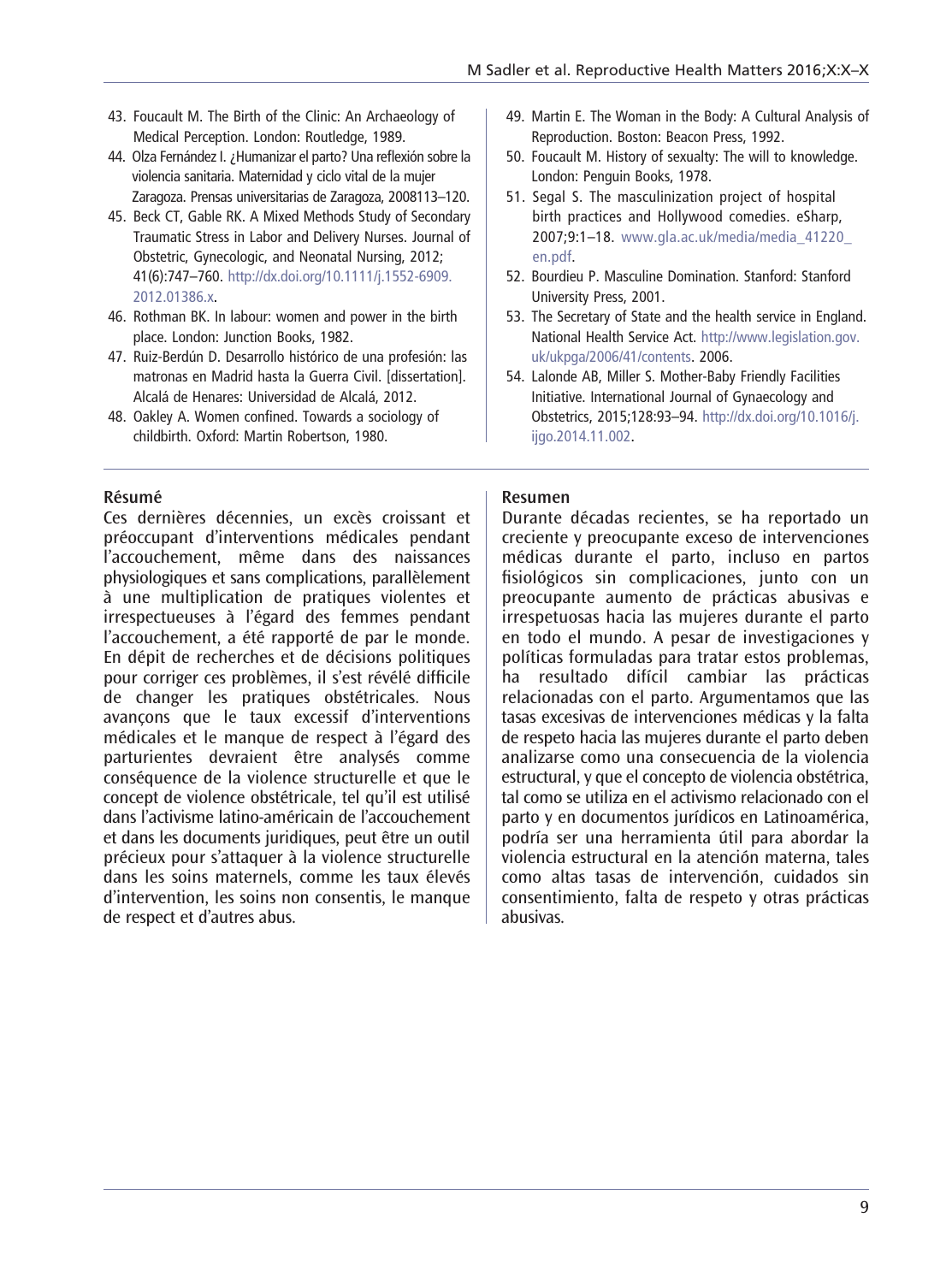43. Foucault M. The Birth of the Clinic: An Archaeology of Medical Perception. London: Routledge, 1989.
44. Olza Fernández I. ¿Humanizar el parto? Una reflexión sobre la violencia sanitaria. Maternidad y ciclo vital de la mujer Zaragoza. Prensas universitarias de Zaragoza, 2008113–120.
45. Beck CT, Gable RK. A Mixed Methods Study of Secondary Traumatic Stress in Labor and Delivery Nurses. Journal of Obstetric, Gynecologic, and Neonatal Nursing, 2012; 41(6):747–760. http://dx.doi.org/10.1111/j.1552-6909.2012.01386.x.
46. Rothman BK. In labour: women and power in the birth place. London: Junction Books, 1982.
47. Ruiz-Berdún D. Desarrollo histórico de una profesión: las matronas en Madrid hasta la Guerra Civil. [dissertation]. Alcalá de Henares: Universidad de Alcalá, 2012.
48. Oakley A. Women confined. Towards a sociology of childbirth. Oxford: Martin Robertson, 1980.
49. Martin E. The Woman in the Body: A Cultural Analysis of Reproduction. Boston: Beacon Press, 1992.
50. Foucault M. History of sexualty: The will to knowledge. London: Penguin Books, 1978.
51. Segal S. The masculinization project of hospital birth practices and Hollywood comedies. eSharp, 2007;9:1–18. www.gla.ac.uk/media/media_41220_en.pdf.
52. Bourdieu P. Masculine Domination. Stanford: Stanford University Press, 2001.
53. The Secretary of State and the health service in England. National Health Service Act. http://www.legislation.gov.uk/ukpga/2006/41/contents. 2006.
54. Lalonde AB, Miller S. Mother-Baby Friendly Facilities Initiative. International Journal of Gynaecology and Obstetrics, 2015;128:93–94. http://dx.doi.org/10.1016/j.ijgo.2014.11.002.

## Résumé

Ces dernières décennies, un excès croissant et préoccupant d'interventions médicales pendant l'accouchement, même dans des naissances physiologiques et sans complications, parallèlement à une multiplication de pratiques violentes et irrespectueuses à l'égard des femmes pendant l'accouchement, a été rapporté de par le monde. En dépit de recherches et de décisions politiques pour corriger ces problèmes, il s'est révélé difficile de changer les pratiques obstétricales. Nous avançons que le taux excessif d'interventions médicales et le manque de respect à l'égard des parturientes devraient être analysés comme conséquence de la violence structurelle et que le concept de violence obstétricale, tel qu'il est utilisé dans l'activisme latino-américain de l'accouchement et dans les documents juridiques, peut être un outil précieux pour s'attaquer à la violence structurelle dans les soins maternels, comme les taux élevés d'intervention, les soins non consentis, le manque de respect et d'autres abus.

## Resumen

Durante décadas recientes, se ha reportado un creciente y preocupante exceso de intervenciones médicas durante el parto, incluso en partos fisiológicos sin complicaciones, junto con un preocupante aumento de prácticas abusivas e irrespetuosas hacia las mujeres durante el parto en todo el mundo. A pesar de investigaciones y políticas formuladas para tratar estos problemas, ha resultado difícil cambiar las prácticas relacionadas con el parto. Argumentamos que las tasas excesivas de intervenciones médicas y la falta de respeto hacia las mujeres durante el parto deben analizarse como una consecuencia de la violencia estructural, y que el concepto de violencia obstétrica, tal como se utiliza en el activismo relacionado con el parto y en documentos jurídicos en Latinoamérica, podría ser una herramienta útil para abordar la violencia estructural en la atención materna, tales como altas tasas de intervención, cuidados sin consentimiento, falta de respeto y otras prácticas abusivas.